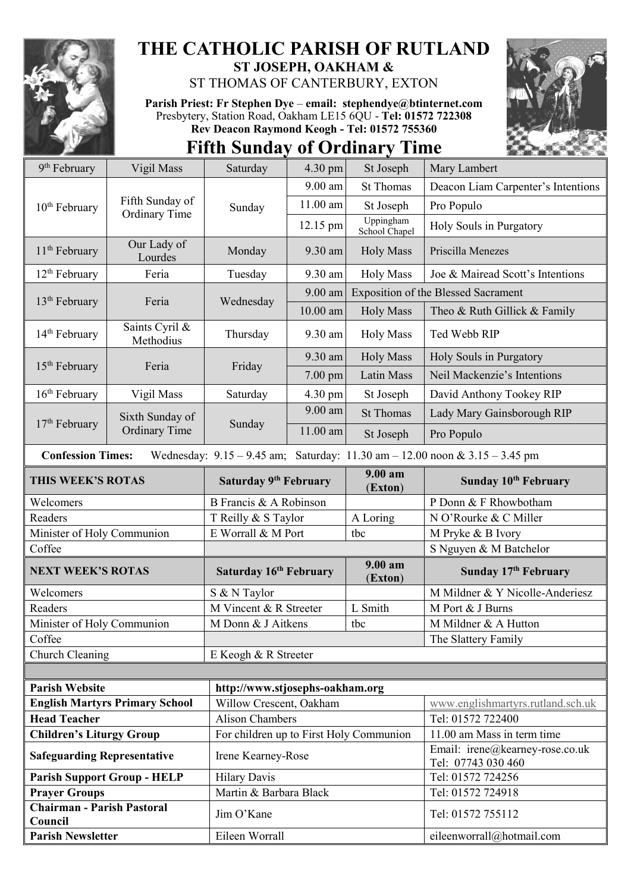# THE CATHOLIC PARISH OF RUTLAND

## ST JOSEPH, OAKHAM &
## ST THOMAS OF CANTERBURY, EXTON

**Parish Priest: Fr Stephen Dye** – **email: stephendye@btinternet.com**
Presbytery, Station Road, Oakham LE15 6QU - **Tel: 01572 722308**
**Rev Deacon Raymond Keogh - Tel: 01572 755360**

# Fifth Sunday of Ordinary Time

| Date | Occasion | Day | Time | Place | Intention |
|---|---|---|---|---|---|
| 9th February | Vigil Mass | Saturday | 4.30 pm | St Joseph | Mary Lambert |
| 10th February | Fifth Sunday of Ordinary Time | Sunday | 9.00 am | St Thomas | Deacon Liam Carpenter's Intentions |
| | | | 11.00 am | St Joseph | Pro Populo |
| | | | 12.15 pm | Uppingham School Chapel | Holy Souls in Purgatory |
| 11th February | Our Lady of Lourdes | Monday | 9.30 am | Holy Mass | Priscilla Menezes |
| 12th February | Feria | Tuesday | 9.30 am | Holy Mass | Joe & Mairead Scott's Intentions |
| 13th February | Feria | Wednesday | 9.00 am | Exposition of the Blessed Sacrament | |
| | | | 10.00 am | Holy Mass | Theo & Ruth Gillick & Family |
| 14th February | Saints Cyril & Methodius | Thursday | 9.30 am | Holy Mass | Ted Webb RIP |
| 15th February | Feria | Friday | 9.30 am | Holy Mass | Holy Souls in Purgatory |
| | | | 7.00 pm | Latin Mass | Neil Mackenzie's Intentions |
| 16th February | Vigil Mass | Saturday | 4.30 pm | St Joseph | David Anthony Tookey RIP |
| 17th February | Sixth Sunday of Ordinary Time | Sunday | 9.00 am | St Thomas | Lady Mary Gainsborough RIP |
| | | | 11.00 am | St Joseph | Pro Populo |

**Confession Times:** Wednesday: 9.15 – 9.45 am; Saturday: 11.30 am – 12.00 noon & 3.15 – 3.45 pm

| THIS WEEK'S ROTAS | Saturday 9th February | 9.00 am (Exton) | Sunday 10th February |
|---|---|---|---|
| Welcomers | B Francis & A Robinson | | P Donn & F Rhowbotham |
| Readers | T Reilly & S Taylor | A Loring | N O'Rourke & C Miller |
| Minister of Holy Communion | E Worrall & M Port | tbc | M Pryke & B Ivory |
| Coffee | | | S Nguyen & M Batchelor |

| NEXT WEEK'S ROTAS | Saturday 16th February | 9.00 am (Exton) | Sunday 17th February |
|---|---|---|---|
| Welcomers | S & N Taylor | | M Mildner & Y Nicolle-Anderiesz |
| Readers | M Vincent & R Streeter | L Smith | M Port & J Burns |
| Minister of Holy Communion | M Donn & J Aitkens | tbc | M Mildner & A Hutton |
| Coffee | | | The Slattery Family |
| Church Cleaning | E Keogh & R Streeter | | |

| | | |
|---|---|---|
| **Parish Website** | **http://www.stjosephs-oakham.org** | |
| **English Martyrs Primary School** | Willow Crescent, Oakham | www.englishmartyrs.rutland.sch.uk |
| **Head Teacher** | Alison Chambers | Tel: 01572 722400 |
| **Children's Liturgy Group** | For children up to First Holy Communion | 11.00 am Mass in term time |
| **Safeguarding Representative** | Irene Kearney-Rose | Email: irene@kearney-rose.co.uk Tel: 07743 030 460 |
| **Parish Support Group - HELP** | Hilary Davis | Tel: 01572 724256 |
| **Prayer Groups** | Martin & Barbara Black | Tel: 01572 724918 |
| **Chairman - Parish Pastoral Council** | Jim O'Kane | Tel: 01572 755112 |
| **Parish Newsletter** | Eileen Worrall | eileenworrall@hotmail.com |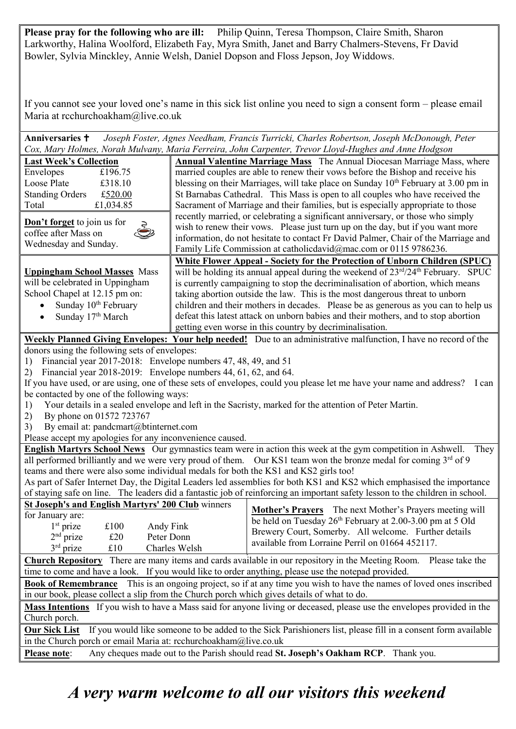**Please pray for the following who are ill:** Philip Quinn, Teresa Thompson, Claire Smith, Sharon Larkworthy, Halina Woolford, Elizabeth Fay, Myra Smith, Janet and Barry Chalmers-Stevens, Fr David Bowler, Sylvia Minckley, Annie Welsh, Daniel Dopson and Floss Jepson, Joy Widdows.

If you cannot see your loved one's name in this sick list online you need to sign a consent form – please email Maria at rcchurchoakham@live.co.uk

**Anniversaries ✝** *Joseph Foster, Agnes Needham, Francis Turricki, Charles Robertson, Joseph McDonough, Peter Cox, Mary Holmes, Norah Mulvany, Maria Ferreira, John Carpenter, Trevor Lloyd-Hughes and Anne Hodgson*

**Last Week's Collection**

| | |
|---|---|
| Envelopes | £196.75 |
| Loose Plate | £318.10 |
| Standing Orders | £520.00 |
| Total | £1,034.85 |

**Don't forget** to join us for coffee after Mass on Wednesday and Sunday.

**Annual Valentine Marriage Mass** The Annual Diocesan Marriage Mass, where married couples are able to renew their vows before the Bishop and receive his blessing on their Marriages, will take place on Sunday 10th February at 3.00 pm in St Barnabas Cathedral. This Mass is open to all couples who have received the Sacrament of Marriage and their families, but is especially appropriate to those recently married, or celebrating a significant anniversary, or those who simply wish to renew their vows. Please just turn up on the day, but if you want more information, do not hesitate to contact Fr David Palmer, Chair of the Marriage and Family Life Commission at catholicdavid@mac.com or 0115 9786236.

**Uppingham School Masses** Mass will be celebrated in Uppingham School Chapel at 12.15 pm on:

- Sunday 10th February
- Sunday 17th March

**White Flower Appeal - Society for the Protection of Unborn Children (SPUC)** will be holding its annual appeal during the weekend of 23rd/24th February. SPUC is currently campaigning to stop the decriminalisation of abortion, which means taking abortion outside the law. This is the most dangerous threat to unborn children and their mothers in decades. Please be as generous as you can to help us defeat this latest attack on unborn babies and their mothers, and to stop abortion getting even worse in this country by decriminalisation.

**Weekly Planned Giving Envelopes: Your help needed!** Due to an administrative malfunction, I have no record of the donors using the following sets of envelopes:

1) Financial year 2017-2018: Envelope numbers 47, 48, 49, and 51
2) Financial year 2018-2019: Envelope numbers 44, 61, 62, and 64.

If you have used, or are using, one of these sets of envelopes, could you please let me have your name and address? I can be contacted by one of the following ways:

1) Your details in a sealed envelope and left in the Sacristy, marked for the attention of Peter Martin.
2) By phone on 01572 723767
3) By email at: pandcmart@btinternet.com

Please accept my apologies for any inconvenience caused.

**English Martyrs School News** Our gymnastics team were in action this week at the gym competition in Ashwell. They all performed brilliantly and we were very proud of them. Our KS1 team won the bronze medal for coming 3rd of 9 teams and there were also some individual medals for both the KS1 and KS2 girls too!
As part of Safer Internet Day, the Digital Leaders led assemblies for both KS1 and KS2 which emphasised the importance of staying safe on line. The leaders did a fantastic job of reinforcing an important safety lesson to the children in school.

**St Joseph's and English Martyrs' 200 Club** winners for January are:

| | | |
|---|---|---|
| 1st prize | £100 | Andy Fink |
| 2nd prize | £20 | Peter Donn |
| 3rd prize | £10 | Charles Welsh |

**Mother's Prayers** The next Mother's Prayers meeting will be held on Tuesday 26th February at 2.00-3.00 pm at 5 Old Brewery Court, Somerby. All welcome. Further details available from Lorraine Perril on 01664 452117.

**Church Repository** There are many items and cards available in our repository in the Meeting Room. Please take the time to come and have a look. If you would like to order anything, please use the notepad provided.

**Book of Remembrance** This is an ongoing project, so if at any time you wish to have the names of loved ones inscribed in our book, please collect a slip from the Church porch which gives details of what to do.

**Mass Intentions** If you wish to have a Mass said for anyone living or deceased, please use the envelopes provided in the Church porch.

**Our Sick List** If you would like someone to be added to the Sick Parishioners list, please fill in a consent form available in the Church porch or email Maria at: rcchurchoakham@live.co.uk

**Please note**: Any cheques made out to the Parish should read **St. Joseph's Oakham RCP**. Thank you.

# *A very warm welcome to all our visitors this weekend*